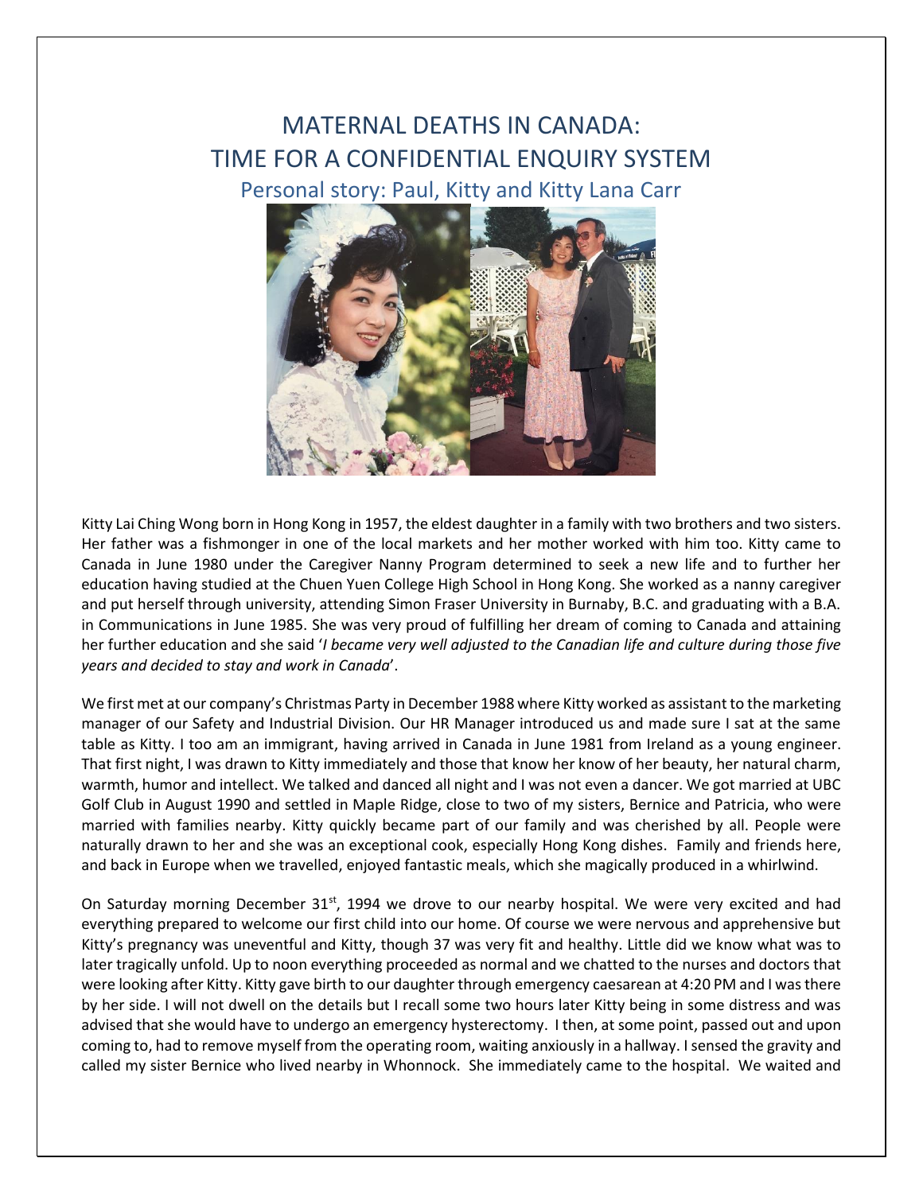# MATERNAL DEATHS IN CANADA: TIME FOR A CONFIDENTIAL ENQUIRY SYSTEM

## Personal story: Paul, Kitty and Kitty Lana Carr

Kitty Lai Ching Wong born in Hong Kong in 1957, the eldest daughter in a family with two brothers and two sisters. Her father was a fishmonger in one of the local markets and her mother worked with him too. Kitty came to Canada in June 1980 under the Caregiver Nanny Program determined to seek a new life and to further her education having studied at the Chuen Yuen College High School in Hong Kong. She worked as a nanny caregiver and put herself through university, attending Simon Fraser University in Burnaby, B.C. and graduating with a B.A. in Communications in June 1985. She was very proud of fulfilling her dream of coming to Canada and attaining her further education and she said '*I became very well adjusted to the Canadian life and culture during those five years and decided to stay and work in Canada*'.

We first met at our company's Christmas Party in December 1988 where Kitty worked as assistant to the marketing manager of our Safety and Industrial Division. Our HR Manager introduced us and made sure I sat at the same table as Kitty. I too am an immigrant, having arrived in Canada in June 1981 from Ireland as a young engineer. That first night, I was drawn to Kitty immediately and those that know her know of her beauty, her natural charm, warmth, humor and intellect. We talked and danced all night and I was not even a dancer. We got married at UBC Golf Club in August 1990 and settled in Maple Ridge, close to two of my sisters, Bernice and Patricia, who were married with families nearby. Kitty quickly became part of our family and was cherished by all. People were naturally drawn to her and she was an exceptional cook, especially Hong Kong dishes. Family and friends here, and back in Europe when we travelled, enjoyed fantastic meals, which she magically produced in a whirlwind.

On Saturday morning December 31st, 1994 we drove to our nearby hospital. We were very excited and had everything prepared to welcome our first child into our home. Of course we were nervous and apprehensive but Kitty's pregnancy was uneventful and Kitty, though 37 was very fit and healthy. Little did we know what was to later tragically unfold. Up to noon everything proceeded as normal and we chatted to the nurses and doctors that were looking after Kitty. Kitty gave birth to our daughter through emergency caesarean at 4:20 PM and I was there by her side. I will not dwell on the details but I recall some two hours later Kitty being in some distress and was advised that she would have to undergo an emergency hysterectomy. I then, at some point, passed out and upon coming to, had to remove myself from the operating room, waiting anxiously in a hallway. I sensed the gravity and called my sister Bernice who lived nearby in Whonnock. She immediately came to the hospital. We waited and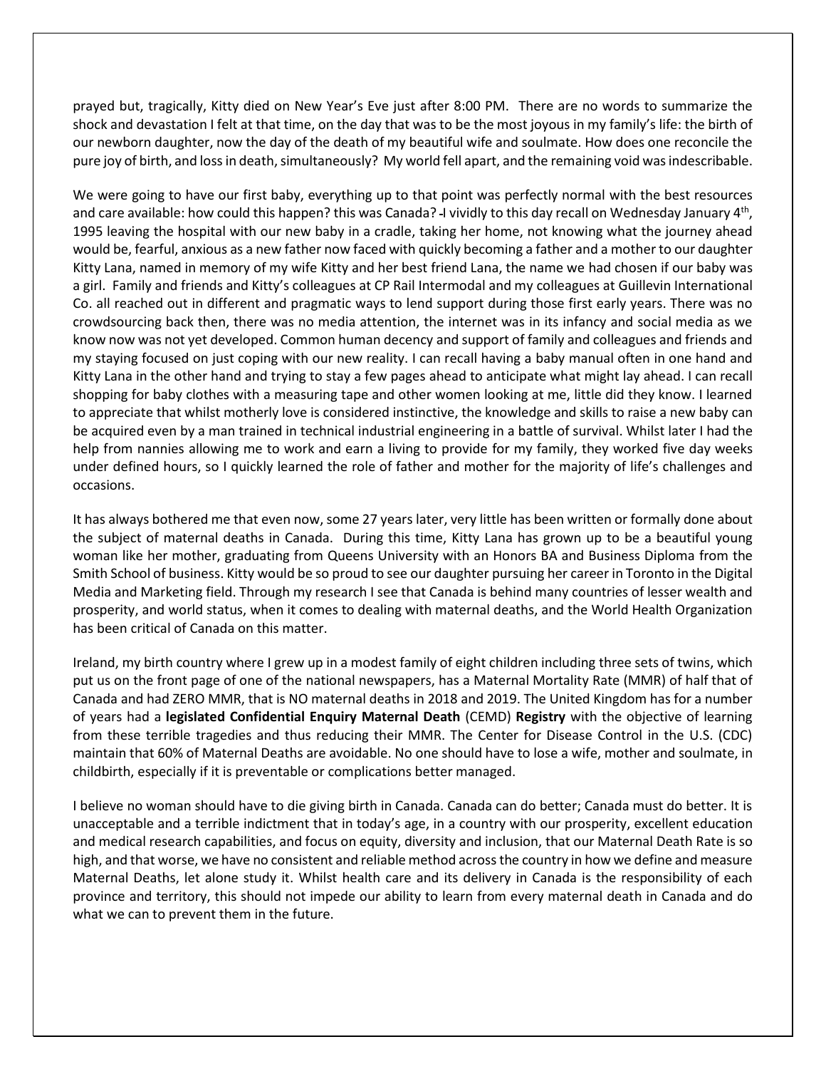prayed but, tragically, Kitty died on New Year's Eve just after 8:00 PM. There are no words to summarize the shock and devastation I felt at that time, on the day that was to be the most joyous in my family's life: the birth of our newborn daughter, now the day of the death of my beautiful wife and soulmate. How does one reconcile the pure joy of birth, and loss in death, simultaneously? My world fell apart, and the remaining void was indescribable.

We were going to have our first baby, everything up to that point was perfectly normal with the best resources and care available: how could this happen? this was Canada? I vividly to this day recall on Wednesday January 4th, 1995 leaving the hospital with our new baby in a cradle, taking her home, not knowing what the journey ahead would be, fearful, anxious as a new father now faced with quickly becoming a father and a mother to our daughter Kitty Lana, named in memory of my wife Kitty and her best friend Lana, the name we had chosen if our baby was a girl. Family and friends and Kitty's colleagues at CP Rail Intermodal and my colleagues at Guillevin International Co. all reached out in different and pragmatic ways to lend support during those first early years. There was no crowdsourcing back then, there was no media attention, the internet was in its infancy and social media as we know now was not yet developed. Common human decency and support of family and colleagues and friends and my staying focused on just coping with our new reality. I can recall having a baby manual often in one hand and Kitty Lana in the other hand and trying to stay a few pages ahead to anticipate what might lay ahead. I can recall shopping for baby clothes with a measuring tape and other women looking at me, little did they know. I learned to appreciate that whilst motherly love is considered instinctive, the knowledge and skills to raise a new baby can be acquired even by a man trained in technical industrial engineering in a battle of survival. Whilst later I had the help from nannies allowing me to work and earn a living to provide for my family, they worked five day weeks under defined hours, so I quickly learned the role of father and mother for the majority of life's challenges and occasions.

It has always bothered me that even now, some 27 years later, very little has been written or formally done about the subject of maternal deaths in Canada. During this time, Kitty Lana has grown up to be a beautiful young woman like her mother, graduating from Queens University with an Honors BA and Business Diploma from the Smith School of business. Kitty would be so proud to see our daughter pursuing her career in Toronto in the Digital Media and Marketing field. Through my research I see that Canada is behind many countries of lesser wealth and prosperity, and world status, when it comes to dealing with maternal deaths, and the World Health Organization has been critical of Canada on this matter.

Ireland, my birth country where I grew up in a modest family of eight children including three sets of twins, which put us on the front page of one of the national newspapers, has a Maternal Mortality Rate (MMR) of half that of Canada and had ZERO MMR, that is NO maternal deaths in 2018 and 2019. The United Kingdom has for a number of years had a **legislated Confidential Enquiry Maternal Death** (CEMD) **Registry** with the objective of learning from these terrible tragedies and thus reducing their MMR. The Center for Disease Control in the U.S. (CDC) maintain that 60% of Maternal Deaths are avoidable. No one should have to lose a wife, mother and soulmate, in childbirth, especially if it is preventable or complications better managed.

I believe no woman should have to die giving birth in Canada. Canada can do better; Canada must do better. It is unacceptable and a terrible indictment that in today's age, in a country with our prosperity, excellent education and medical research capabilities, and focus on equity, diversity and inclusion, that our Maternal Death Rate is so high, and that worse, we have no consistent and reliable method across the country in how we define and measure Maternal Deaths, let alone study it. Whilst health care and its delivery in Canada is the responsibility of each province and territory, this should not impede our ability to learn from every maternal death in Canada and do what we can to prevent them in the future.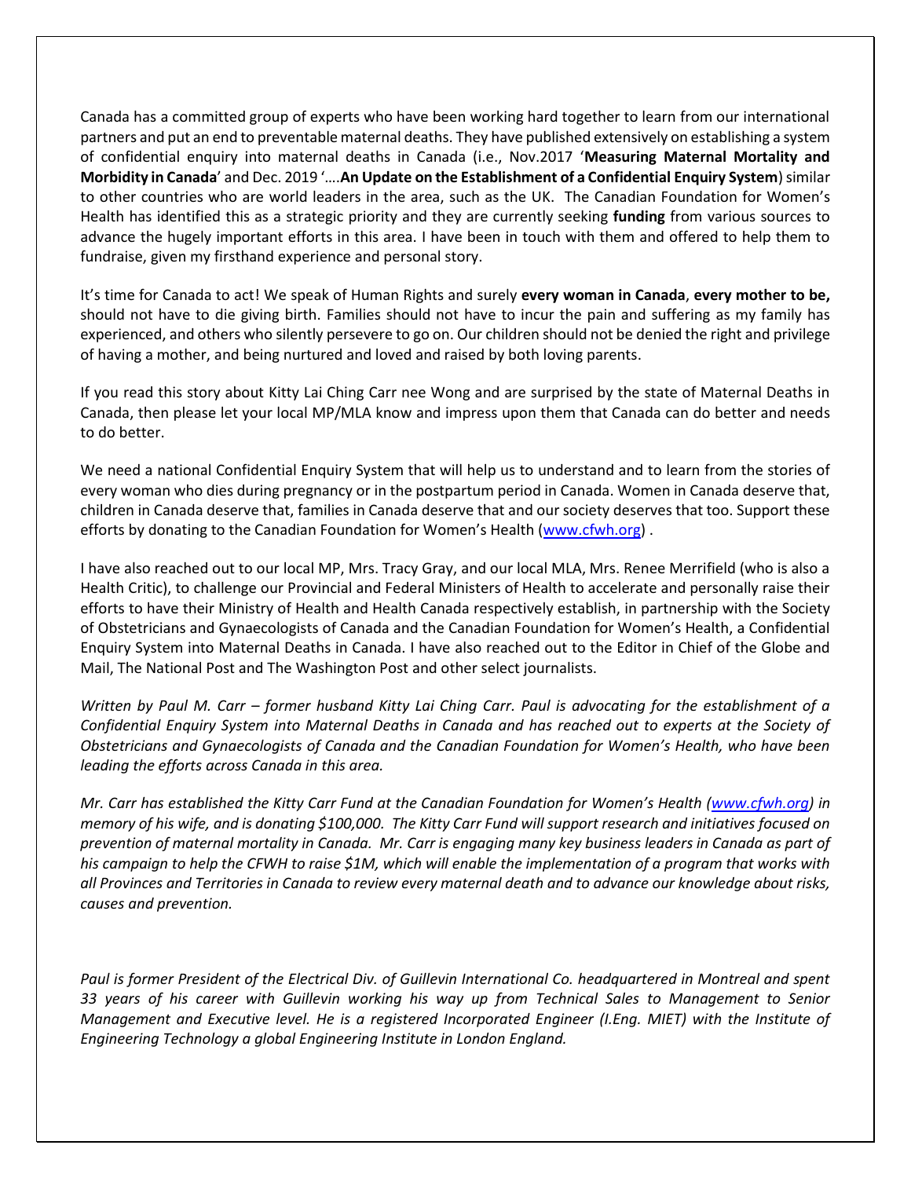Canada has a committed group of experts who have been working hard together to learn from our international partners and put an end to preventable maternal deaths. They have published extensively on establishing a system of confidential enquiry into maternal deaths in Canada (i.e., Nov.2017 '**Measuring Maternal Mortality and Morbidity in Canada**' and Dec. 2019 '….**An Update on the Establishment of a Confidential Enquiry System**) similar to other countries who are world leaders in the area, such as the UK. The Canadian Foundation for Women's Health has identified this as a strategic priority and they are currently seeking **funding** from various sources to advance the hugely important efforts in this area. I have been in touch with them and offered to help them to fundraise, given my firsthand experience and personal story.

It's time for Canada to act! We speak of Human Rights and surely **every woman in Canada**, **every mother to be,** should not have to die giving birth. Families should not have to incur the pain and suffering as my family has experienced, and others who silently persevere to go on. Our children should not be denied the right and privilege of having a mother, and being nurtured and loved and raised by both loving parents.

If you read this story about Kitty Lai Ching Carr nee Wong and are surprised by the state of Maternal Deaths in Canada, then please let your local MP/MLA know and impress upon them that Canada can do better and needs to do better.

We need a national Confidential Enquiry System that will help us to understand and to learn from the stories of every woman who dies during pregnancy or in the postpartum period in Canada. Women in Canada deserve that, children in Canada deserve that, families in Canada deserve that and our society deserves that too. Support these efforts by donating to the Canadian Foundation for Women's Health (www.cfwh.org) .

I have also reached out to our local MP, Mrs. Tracy Gray, and our local MLA, Mrs. Renee Merrifield (who is also a Health Critic), to challenge our Provincial and Federal Ministers of Health to accelerate and personally raise their efforts to have their Ministry of Health and Health Canada respectively establish, in partnership with the Society of Obstetricians and Gynaecologists of Canada and the Canadian Foundation for Women's Health, a Confidential Enquiry System into Maternal Deaths in Canada. I have also reached out to the Editor in Chief of the Globe and Mail, The National Post and The Washington Post and other select journalists.

*Written by Paul M. Carr – former husband Kitty Lai Ching Carr. Paul is advocating for the establishment of a Confidential Enquiry System into Maternal Deaths in Canada and has reached out to experts at the Society of Obstetricians and Gynaecologists of Canada and the Canadian Foundation for Women's Health, who have been leading the efforts across Canada in this area.*

*Mr. Carr has established the Kitty Carr Fund at the Canadian Foundation for Women's Health (www.cfwh.org) in memory of his wife, and is donating $100,000. The Kitty Carr Fund will support research and initiatives focused on prevention of maternal mortality in Canada. Mr. Carr is engaging many key business leaders in Canada as part of his campaign to help the CFWH to raise $1M, which will enable the implementation of a program that works with all Provinces and Territories in Canada to review every maternal death and to advance our knowledge about risks, causes and prevention.*

*Paul is former President of the Electrical Div. of Guillevin International Co. headquartered in Montreal and spent 33 years of his career with Guillevin working his way up from Technical Sales to Management to Senior Management and Executive level. He is a registered Incorporated Engineer (I.Eng. MIET) with the Institute of Engineering Technology a global Engineering Institute in London England.*